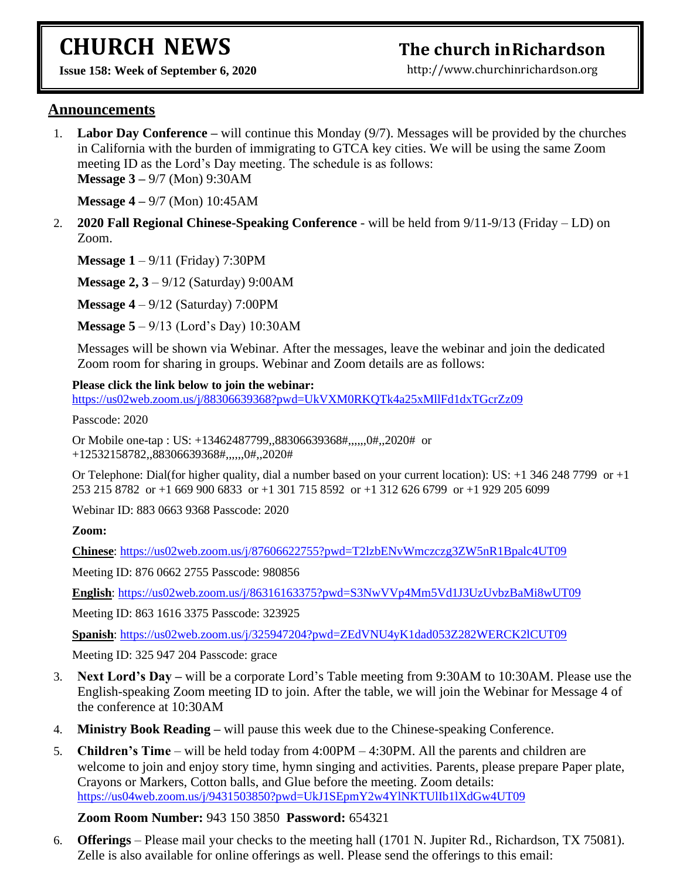# CHURCH NEWS

**Issue 158: Week of September 6, 2020**

# The church in Richardson

http://www.churchinrichardson.org

## Announcements

1. **Labor Day Conference –** will continue this Monday (9/7). Messages will be provided by the churches in California with the burden of immigrating to GTCA key cities. We will be using the same Zoom meeting ID as the Lord's Day meeting. The schedule is as follows:
   **Message 3 –** 9/7 (Mon) 9:30AM

   **Message 4 –** 9/7 (Mon) 10:45AM

2. **2020 Fall Regional Chinese-Speaking Conference** - will be held from 9/11-9/13 (Friday – LD) on Zoom.

   **Message 1** – 9/11 (Friday) 7:30PM

   **Message 2, 3** – 9/12 (Saturday) 9:00AM

   **Message 4** – 9/12 (Saturday) 7:00PM

   **Message 5** – 9/13 (Lord's Day) 10:30AM

   Messages will be shown via Webinar. After the messages, leave the webinar and join the dedicated Zoom room for sharing in groups. Webinar and Zoom details are as follows:

   **Please click the link below to join the webinar:**
   https://us02web.zoom.us/j/88306639368?pwd=UkVXM0RKQTk4a25xMllFd1dxTGcrZz09

   Passcode: 2020

   Or Mobile one-tap : US: +13462487799,,88306639368#,,,,,,0#,,2020# or +12532158782,,88306639368#,,,,,,0#,,2020#

   Or Telephone: Dial(for higher quality, dial a number based on your current location): US: +1 346 248 7799 or +1 253 215 8782 or +1 669 900 6833 or +1 301 715 8592 or +1 312 626 6799 or +1 929 205 6099

   Webinar ID: 883 0663 9368 Passcode: 2020

   **Zoom:**

   **Chinese**: https://us02web.zoom.us/j/87606622755?pwd=T2lzbENvWmczczg3ZW5nR1Bpalc4UT09

   Meeting ID: 876 0662 2755 Passcode: 980856

   **English**: https://us02web.zoom.us/j/86316163375?pwd=S3NwVVp4Mm5Vd1J3UzUvbzBaMi8wUT09

   Meeting ID: 863 1616 3375 Passcode: 323925

   **Spanish**: https://us02web.zoom.us/j/325947204?pwd=ZEdVNU4yK1dad053Z282WERCK2lCUT09

   Meeting ID: 325 947 204 Passcode: grace

3. **Next Lord's Day –** will be a corporate Lord's Table meeting from 9:30AM to 10:30AM. Please use the English-speaking Zoom meeting ID to join. After the table, we will join the Webinar for Message 4 of the conference at 10:30AM

4. **Ministry Book Reading –** will pause this week due to the Chinese-speaking Conference.

5. **Children's Time** – will be held today from 4:00PM – 4:30PM. All the parents and children are welcome to join and enjoy story time, hymn singing and activities. Parents, please prepare Paper plate, Crayons or Markers, Cotton balls, and Glue before the meeting. Zoom details: https://us04web.zoom.us/j/9431503850?pwd=UkJ1SEpmY2w4YlNKTUlIb1lXdGw4UT09

   **Zoom Room Number:** 943 150 3850 **Password:** 654321

6. **Offerings** – Please mail your checks to the meeting hall (1701 N. Jupiter Rd., Richardson, TX 75081). Zelle is also available for online offerings as well. Please send the offerings to this email: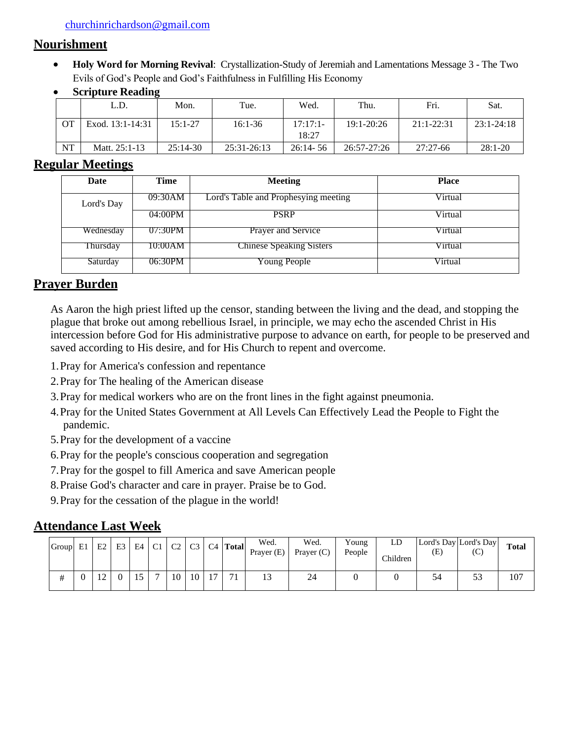churchinrichardson@gmail.com

## Nourishment

- **Holy Word for Morning Revival**: Crystallization-Study of Jeremiah and Lamentations Message 3 - The Two Evils of God's People and God's Faithfulness in Fulfilling His Economy
- **Scripture Reading**

| | L.D. | Mon. | Tue. | Wed. | Thu. | Fri. | Sat. |
|---|---|---|---|---|---|---|---|
| OT | Exod. 13:1-14:31 | 15:1-27 | 16:1-36 | 17:17:1-18:27 | 19:1-20:26 | 21:1-22:31 | 23:1-24:18 |
| NT | Matt. 25:1-13 | 25:14-30 | 25:31-26:13 | 26:14- 56 | 26:57-27:26 | 27:27-66 | 28:1-20 |

## Regular Meetings

| Date | Time | Meeting | Place |
|---|---|---|---|
| Lord's Day | 09:30AM | Lord's Table and Prophesying meeting | Virtual |
| | 04:00PM | PSRP | Virtual |
| Wednesday | 07:30PM | Prayer and Service | Virtual |
| Thursday | 10:00AM | Chinese Speaking Sisters | Virtual |
| Saturday | 06:30PM | Young People | Virtual |

## Prayer Burden

As Aaron the high priest lifted up the censor, standing between the living and the dead, and stopping the plague that broke out among rebellious Israel, in principle, we may echo the ascended Christ in His intercession before God for His administrative purpose to advance on earth, for people to be preserved and saved according to His desire, and for His Church to repent and overcome.

1. Pray for America's confession and repentance
2. Pray for The healing of the American disease
3. Pray for medical workers who are on the front lines in the fight against pneumonia.
4. Pray for the United States Government at All Levels Can Effectively Lead the People to Fight the pandemic.
5. Pray for the development of a vaccine
6. Pray for the people's conscious cooperation and segregation
7. Pray for the gospel to fill America and save American people
8. Praise God's character and care in prayer. Praise be to God.
9. Pray for the cessation of the plague in the world!

## Attendance Last Week

| Group | E1 | E2 | E3 | E4 | C1 | C2 | C3 | C4 | **Total** | Wed. Prayer (E) | Wed. Prayer (C) | Young People | LD Children | Lord's Day (E) | Lord's Day (C) | **Total** |
|---|---|---|---|---|---|---|---|---|---|---|---|---|---|---|---|---|
| # | 0 | 12 | 0 | 15 | 7 | 10 | 10 | 17 | 71 | 13 | 24 | 0 | 0 | 54 | 53 | 107 |